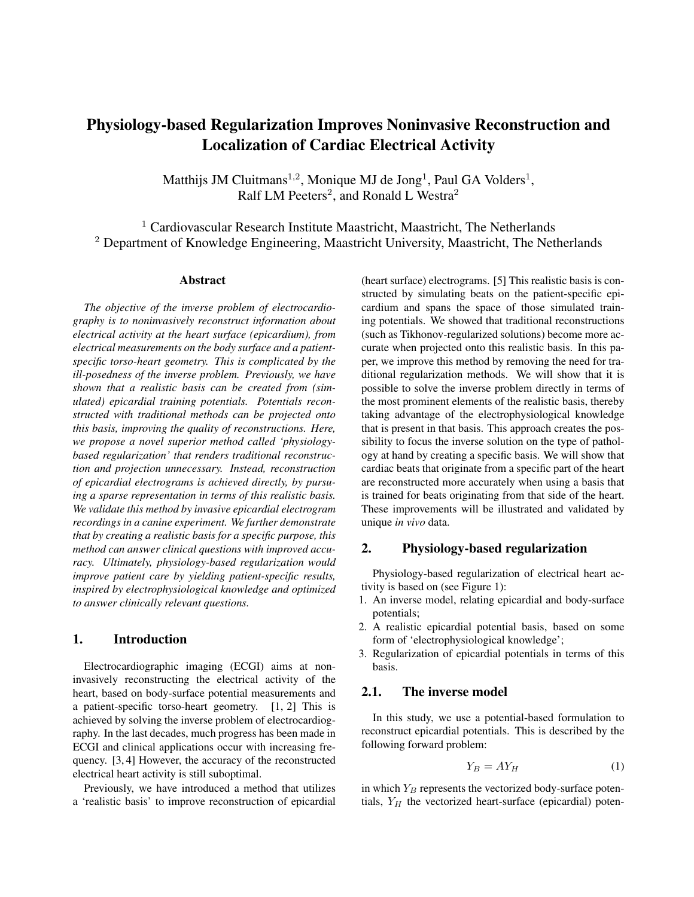# Physiology-based Regularization Improves Noninvasive Reconstruction and Localization of Cardiac Electrical Activity

Matthijs JM Cluitmans[1,2], Monique MJ de Jong[1], Paul GA Volders[1], Ralf LM Peeters[2], and Ronald L Westra[2]

[1] Cardiovascular Research Institute Maastricht, Maastricht, The Netherlands
[2] Department of Knowledge Engineering, Maastricht University, Maastricht, The Netherlands

## Abstract

*The objective of the inverse problem of electrocardiography is to noninvasively reconstruct information about electrical activity at the heart surface (epicardium), from electrical measurements on the body surface and a patient-specific torso-heart geometry. This is complicated by the ill-posedness of the inverse problem. Previously, we have shown that a realistic basis can be created from (simulated) epicardial training potentials. Potentials reconstructed with traditional methods can be projected onto this basis, improving the quality of reconstructions. Here, we propose a novel superior method called 'physiology-based regularization' that renders traditional reconstruction and projection unnecessary. Instead, reconstruction of epicardial electrograms is achieved directly, by pursuing a sparse representation in terms of this realistic basis. We validate this method by invasive epicardial electrogram recordings in a canine experiment. We further demonstrate that by creating a realistic basis for a specific purpose, this method can answer clinical questions with improved accuracy. Ultimately, physiology-based regularization would improve patient care by yielding patient-specific results, inspired by electrophysiological knowledge and optimized to answer clinically relevant questions.*

## 1. Introduction

Electrocardiographic imaging (ECGI) aims at noninvasively reconstructing the electrical activity of the heart, based on body-surface potential measurements and a patient-specific torso-heart geometry. [1, 2] This is achieved by solving the inverse problem of electrocardiography. In the last decades, much progress has been made in ECGI and clinical applications occur with increasing frequency. [3, 4] However, the accuracy of the reconstructed electrical heart activity is still suboptimal.

Previously, we have introduced a method that utilizes a 'realistic basis' to improve reconstruction of epicardial (heart surface) electrograms. [5] This realistic basis is constructed by simulating beats on the patient-specific epicardium and spans the space of those simulated training potentials. We showed that traditional reconstructions (such as Tikhonov-regularized solutions) become more accurate when projected onto this realistic basis. In this paper, we improve this method by removing the need for traditional regularization methods. We will show that it is possible to solve the inverse problem directly in terms of the most prominent elements of the realistic basis, thereby taking advantage of the electrophysiological knowledge that is present in that basis. This approach creates the possibility to focus the inverse solution on the type of pathology at hand by creating a specific basis. We will show that cardiac beats that originate from a specific part of the heart are reconstructed more accurately when using a basis that is trained for beats originating from that side of the heart. These improvements will be illustrated and validated by unique *in vivo* data.

## 2. Physiology-based regularization

Physiology-based regularization of electrical heart activity is based on (see Figure 1):

1. An inverse model, relating epicardial and body-surface potentials;
2. A realistic epicardial potential basis, based on some form of 'electrophysiological knowledge';
3. Regularization of epicardial potentials in terms of this basis.

### 2.1. The inverse model

In this study, we use a potential-based formulation to reconstruct epicardial potentials. This is described by the following forward problem:

$$Y_B = AY_H \tag{1}$$

in which $Y_B$ represents the vectorized body-surface potentials, $Y_H$ the vectorized heart-surface (epicardial) poten-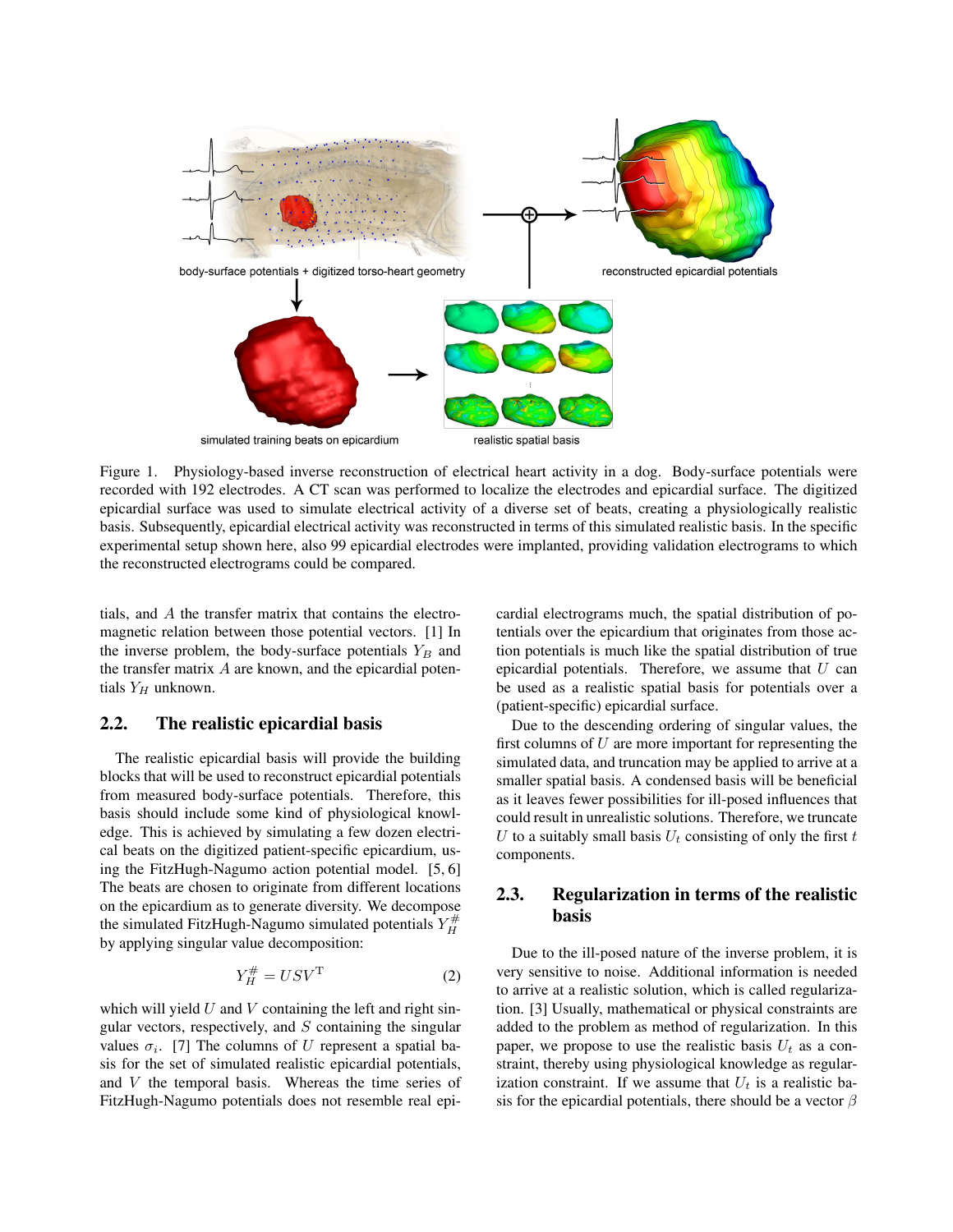Figure 1. Physiology-based inverse reconstruction of electrical heart activity in a dog. Body-surface potentials were recorded with 192 electrodes. A CT scan was performed to localize the electrodes and epicardial surface. The digitized epicardial surface was used to simulate electrical activity of a diverse set of beats, creating a physiologically realistic basis. Subsequently, epicardial electrical activity was reconstructed in terms of this simulated realistic basis. In the specific experimental setup shown here, also 99 epicardial electrodes were implanted, providing validation electrograms to which the reconstructed electrograms could be compared.

tials, and $A$ the transfer matrix that contains the electromagnetic relation between those potential vectors. [1] In the inverse problem, the body-surface potentials $Y_B$ and the transfer matrix $A$ are known, and the epicardial potentials $Y_H$ unknown.

## 2.2. The realistic epicardial basis

The realistic epicardial basis will provide the building blocks that will be used to reconstruct epicardial potentials from measured body-surface potentials. Therefore, this basis should include some kind of physiological knowledge. This is achieved by simulating a few dozen electrical beats on the digitized patient-specific epicardium, using the FitzHugh-Nagumo action potential model. [5, 6] The beats are chosen to originate from different locations on the epicardium as to generate diversity. We decompose the simulated FitzHugh-Nagumo simulated potentials $Y_H^\#$ by applying singular value decomposition:

$$Y_H^\# = USV^\mathrm{T} \tag{2}$$

which will yield $U$ and $V$ containing the left and right singular vectors, respectively, and $S$ containing the singular values $\sigma_i$. [7] The columns of $U$ represent a spatial basis for the set of simulated realistic epicardial potentials, and $V$ the temporal basis. Whereas the time series of FitzHugh-Nagumo potentials does not resemble real epicardial electrograms much, the spatial distribution of potentials over the epicardium that originates from those action potentials is much like the spatial distribution of true epicardial potentials. Therefore, we assume that $U$ can be used as a realistic spatial basis for potentials over a (patient-specific) epicardial surface.

Due to the descending ordering of singular values, the first columns of $U$ are more important for representing the simulated data, and truncation may be applied to arrive at a smaller spatial basis. A condensed basis will be beneficial as it leaves fewer possibilities for ill-posed influences that could result in unrealistic solutions. Therefore, we truncate $U$ to a suitably small basis $U_t$ consisting of only the first $t$ components.

## 2.3. Regularization in terms of the realistic basis

Due to the ill-posed nature of the inverse problem, it is very sensitive to noise. Additional information is needed to arrive at a realistic solution, which is called regularization. [3] Usually, mathematical or physical constraints are added to the problem as method of regularization. In this paper, we propose to use the realistic basis $U_t$ as a constraint, thereby using physiological knowledge as regularization constraint. If we assume that $U_t$ is a realistic basis for the epicardial potentials, there should be a vector $\beta$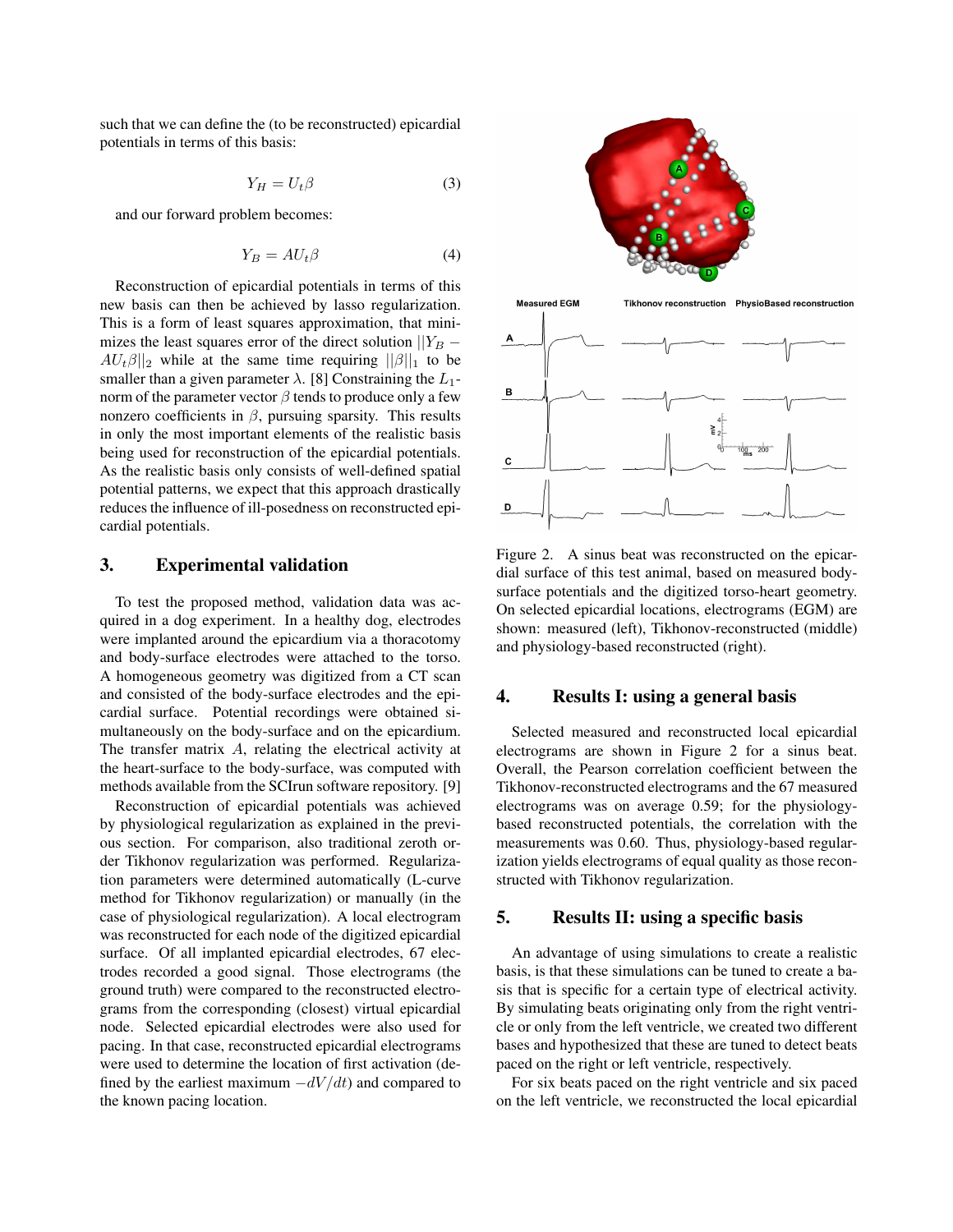such that we can define the (to be reconstructed) epicardial potentials in terms of this basis:

$$Y_H = U_t \beta \tag{3}$$

and our forward problem becomes:

$$Y_B = A U_t \beta \tag{4}$$

Reconstruction of epicardial potentials in terms of this new basis can then be achieved by lasso regularization. This is a form of least squares approximation, that minimizes the least squares error of the direct solution $||Y_B - AU_t\beta||_2$ while at the same time requiring $||\beta||_1$ to be smaller than a given parameter $\lambda$. [8] Constraining the $L_1$-norm of the parameter vector $\beta$ tends to produce only a few nonzero coefficients in $\beta$, pursuing sparsity. This results in only the most important elements of the realistic basis being used for reconstruction of the epicardial potentials. As the realistic basis only consists of well-defined spatial potential patterns, we expect that this approach drastically reduces the influence of ill-posedness on reconstructed epicardial potentials.

## 3. Experimental validation

To test the proposed method, validation data was acquired in a dog experiment. In a healthy dog, electrodes were implanted around the epicardium via a thoracotomy and body-surface electrodes were attached to the torso. A homogeneous geometry was digitized from a CT scan and consisted of the body-surface electrodes and the epicardial surface. Potential recordings were obtained simultaneously on the body-surface and on the epicardium. The transfer matrix $A$, relating the electrical activity at the heart-surface to the body-surface, was computed with methods available from the SCIrun software repository. [9]

Reconstruction of epicardial potentials was achieved by physiological regularization as explained in the previous section. For comparison, also traditional zeroth order Tikhonov regularization was performed. Regularization parameters were determined automatically (L-curve method for Tikhonov regularization) or manually (in the case of physiological regularization). A local electrogram was reconstructed for each node of the digitized epicardial surface. Of all implanted epicardial electrodes, 67 electrodes recorded a good signal. Those electrograms (the ground truth) were compared to the reconstructed electrograms from the corresponding (closest) virtual epicardial node. Selected epicardial electrodes were also used for pacing. In that case, reconstructed epicardial electrograms were used to determine the location of first activation (defined by the earliest maximum $-dV/dt$) and compared to the known pacing location.

Figure 2. A sinus beat was reconstructed on the epicardial surface of this test animal, based on measured body-surface potentials and the digitized torso-heart geometry. On selected epicardial locations, electrograms (EGM) are shown: measured (left), Tikhonov-reconstructed (middle) and physiology-based reconstructed (right).

## 4. Results I: using a general basis

Selected measured and reconstructed local epicardial electrograms are shown in Figure 2 for a sinus beat. Overall, the Pearson correlation coefficient between the Tikhonov-reconstructed electrograms and the 67 measured electrograms was on average 0.59; for the physiology-based reconstructed potentials, the correlation with the measurements was 0.60. Thus, physiology-based regularization yields electrograms of equal quality as those reconstructed with Tikhonov regularization.

## 5. Results II: using a specific basis

An advantage of using simulations to create a realistic basis, is that these simulations can be tuned to create a basis that is specific for a certain type of electrical activity. By simulating beats originating only from the right ventricle or only from the left ventricle, we created two different bases and hypothesized that these are tuned to detect beats paced on the right or left ventricle, respectively.

For six beats paced on the right ventricle and six paced on the left ventricle, we reconstructed the local epicardial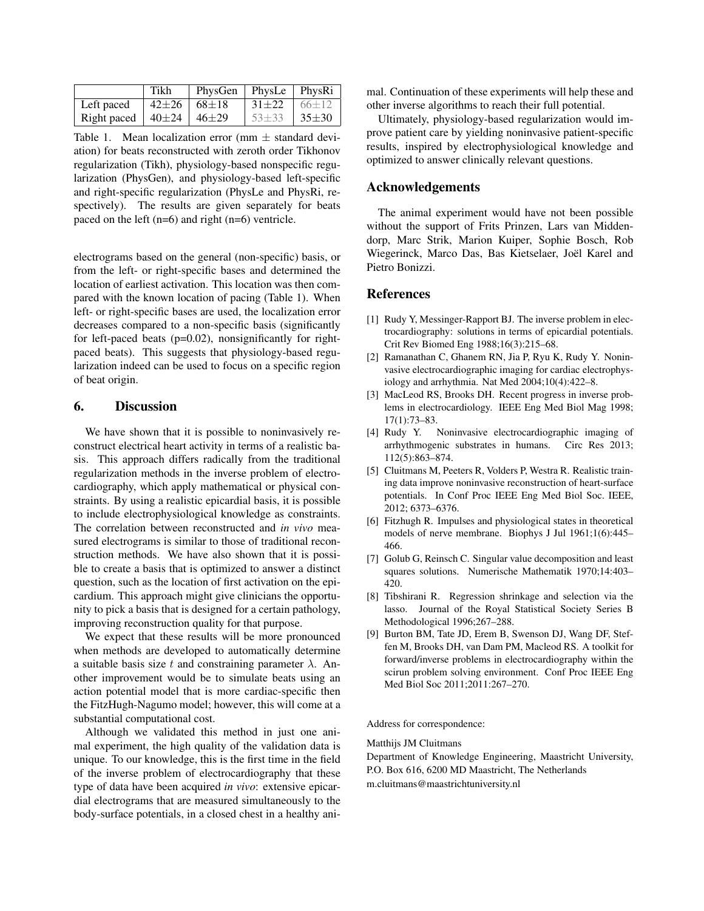| | Tikh | PhysGen | PhysLe | PhysRi |
|---|---|---|---|---|
| Left paced | 42±26 | 68±18 | 31±22 | 66±12 |
| Right paced | 40±24 | 46±29 | 53±33 | 35±30 |

Table 1. Mean localization error (mm ± standard deviation) for beats reconstructed with zeroth order Tikhonov regularization (Tikh), physiology-based nonspecific regularization (PhysGen), and physiology-based left-specific and right-specific regularization (PhysLe and PhysRi, respectively). The results are given separately for beats paced on the left (n=6) and right (n=6) ventricle.

electrograms based on the general (non-specific) basis, or from the left- or right-specific bases and determined the location of earliest activation. This location was then compared with the known location of pacing (Table 1). When left- or right-specific bases are used, the localization error decreases compared to a non-specific basis (significantly for left-paced beats (p=0.02), nonsignificantly for right-paced beats). This suggests that physiology-based regularization indeed can be used to focus on a specific region of beat origin.

## 6. Discussion

We have shown that it is possible to noninvasively reconstruct electrical heart activity in terms of a realistic basis. This approach differs radically from the traditional regularization methods in the inverse problem of electrocardiography, which apply mathematical or physical constraints. By using a realistic epicardial basis, it is possible to include electrophysiological knowledge as constraints. The correlation between reconstructed and *in vivo* measured electrograms is similar to those of traditional reconstruction methods. We have also shown that it is possible to create a basis that is optimized to answer a distinct question, such as the location of first activation on the epicardium. This approach might give clinicians the opportunity to pick a basis that is designed for a certain pathology, improving reconstruction quality for that purpose.

We expect that these results will be more pronounced when methods are developed to automatically determine a suitable basis size $t$ and constraining parameter $\lambda$. Another improvement would be to simulate beats using an action potential model that is more cardiac-specific then the FitzHugh-Nagumo model; however, this will come at a substantial computational cost.

Although we validated this method in just one animal experiment, the high quality of the validation data is unique. To our knowledge, this is the first time in the field of the inverse problem of electrocardiography that these type of data have been acquired *in vivo*: extensive epicardial electrograms that are measured simultaneously to the body-surface potentials, in a closed chest in a healthy animal. Continuation of these experiments will help these and other inverse algorithms to reach their full potential.

Ultimately, physiology-based regularization would improve patient care by yielding noninvasive patient-specific results, inspired by electrophysiological knowledge and optimized to answer clinically relevant questions.

## Acknowledgements

The animal experiment would have not been possible without the support of Frits Prinzen, Lars van Middendorp, Marc Strik, Marion Kuiper, Sophie Bosch, Rob Wiegerinck, Marco Das, Bas Kietselaer, Joël Karel and Pietro Bonizzi.

## References

[1] Rudy Y, Messinger-Rapport BJ. The inverse problem in electrocardiography: solutions in terms of epicardial potentials. Crit Rev Biomed Eng 1988;16(3):215–68.

[2] Ramanathan C, Ghanem RN, Jia P, Ryu K, Rudy Y. Noninvasive electrocardiographic imaging for cardiac electrophysiology and arrhythmia. Nat Med 2004;10(4):422–8.

[3] MacLeod RS, Brooks DH. Recent progress in inverse problems in electrocardiology. IEEE Eng Med Biol Mag 1998; 17(1):73–83.

[4] Rudy Y. Noninvasive electrocardiographic imaging of arrhythmogenic substrates in humans. Circ Res 2013; 112(5):863–874.

[5] Cluitmans M, Peeters R, Volders P, Westra R. Realistic training data improve noninvasive reconstruction of heart-surface potentials. In Conf Proc IEEE Eng Med Biol Soc. IEEE, 2012; 6373–6376.

[6] Fitzhugh R. Impulses and physiological states in theoretical models of nerve membrane. Biophys J Jul 1961;1(6):445–466.

[7] Golub G, Reinsch C. Singular value decomposition and least squares solutions. Numerische Mathematik 1970;14:403–420.

[8] Tibshirani R. Regression shrinkage and selection via the lasso. Journal of the Royal Statistical Society Series B Methodological 1996;267–288.

[9] Burton BM, Tate JD, Erem B, Swenson DJ, Wang DF, Steffen M, Brooks DH, van Dam PM, Macleod RS. A toolkit for forward/inverse problems in electrocardiography within the scirun problem solving environment. Conf Proc IEEE Eng Med Biol Soc 2011;2011:267–270.

Address for correspondence:

Matthijs JM Cluitmans

Department of Knowledge Engineering, Maastricht University, P.O. Box 616, 6200 MD Maastricht, The Netherlands

m.cluitmans@maastrichtuniversity.nl